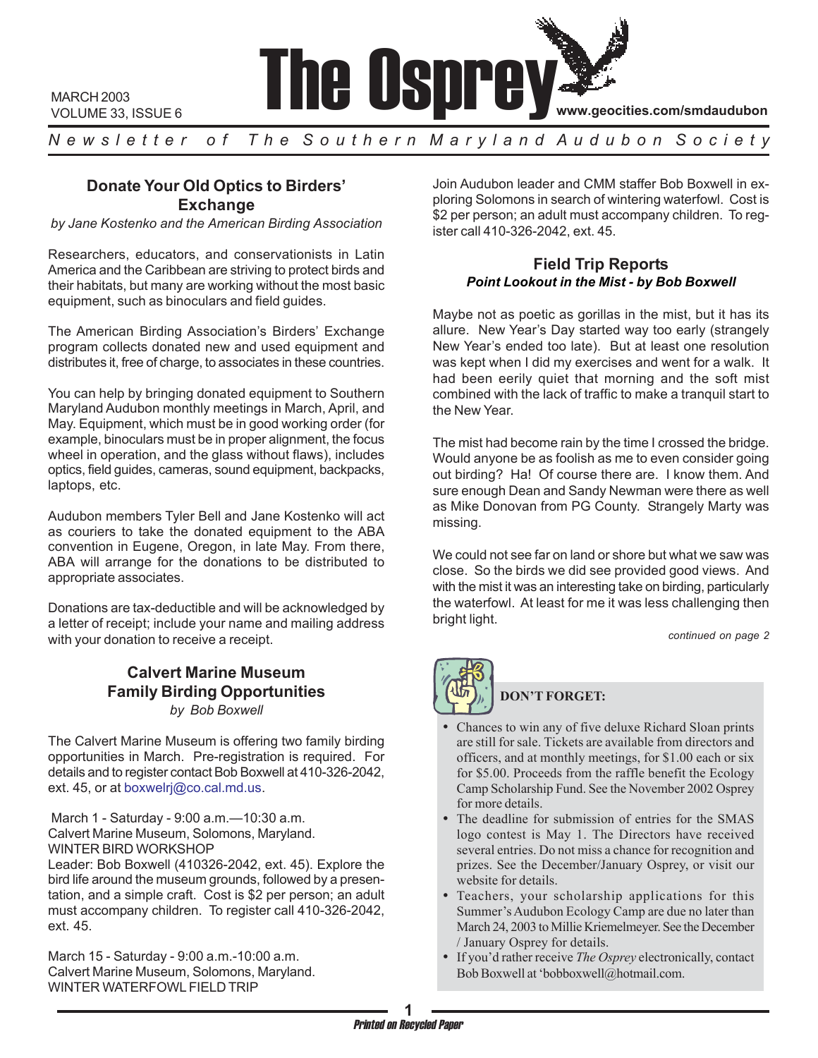MARCH 2003
VOLUME 33, ISSUE 6

# The Osprey

www.geocities.com/smdaudubon

*Newsletter of The Southern Maryland Audubon Society*

## Donate Your Old Optics to Birders' Exchange

*by Jane Kostenko and the American Birding Association*

Researchers, educators, and conservationists in Latin America and the Caribbean are striving to protect birds and their habitats, but many are working without the most basic equipment, such as binoculars and field guides.

The American Birding Association's Birders' Exchange program collects donated new and used equipment and distributes it, free of charge, to associates in these countries.

You can help by bringing donated equipment to Southern Maryland Audubon monthly meetings in March, April, and May. Equipment, which must be in good working order (for example, binoculars must be in proper alignment, the focus wheel in operation, and the glass without flaws), includes optics, field guides, cameras, sound equipment, backpacks, laptops, etc.

Audubon members Tyler Bell and Jane Kostenko will act as couriers to take the donated equipment to the ABA convention in Eugene, Oregon, in late May. From there, ABA will arrange for the donations to be distributed to appropriate associates.

Donations are tax-deductible and will be acknowledged by a letter of receipt; include your name and mailing address with your donation to receive a receipt.

## Calvert Marine Museum Family Birding Opportunities

*by Bob Boxwell*

The Calvert Marine Museum is offering two family birding opportunities in March. Pre-registration is required. For details and to register contact Bob Boxwell at 410-326-2042, ext. 45, or at boxwelrj@co.cal.md.us.

March 1 - Saturday - 9:00 a.m.—10:30 a.m.
Calvert Marine Museum, Solomons, Maryland.
WINTER BIRD WORKSHOP
Leader: Bob Boxwell (410326-2042, ext. 45). Explore the bird life around the museum grounds, followed by a presentation, and a simple craft. Cost is $2 per person; an adult must accompany children. To register call 410-326-2042, ext. 45.

March 15 - Saturday - 9:00 a.m.-10:00 a.m.
Calvert Marine Museum, Solomons, Maryland.
WINTER WATERFOWL FIELD TRIP
Join Audubon leader and CMM staffer Bob Boxwell in exploring Solomons in search of wintering waterfowl. Cost is $2 per person; an adult must accompany children. To register call 410-326-2042, ext. 45.

## Field Trip Reports

### *Point Lookout in the Mist - by Bob Boxwell*

Maybe not as poetic as gorillas in the mist, but it has its allure. New Year's Day started way too early (strangely New Year's ended too late). But at least one resolution was kept when I did my exercises and went for a walk. It had been eerily quiet that morning and the soft mist combined with the lack of traffic to make a tranquil start to the New Year.

The mist had become rain by the time I crossed the bridge. Would anyone be as foolish as me to even consider going out birding? Ha! Of course there are. I know them. And sure enough Dean and Sandy Newman were there as well as Mike Donovan from PG County. Strangely Marty was missing.

We could not see far on land or shore but what we saw was close. So the birds we did see provided good views. And with the mist it was an interesting take on birding, particularly the waterfowl. At least for me it was less challenging then bright light.

*continued on page 2*

**DON'T FORGET:**

- Chances to win any of five deluxe Richard Sloan prints are still for sale. Tickets are available from directors and officers, and at monthly meetings, for $1.00 each or six for $5.00. Proceeds from the raffle benefit the Ecology Camp Scholarship Fund. See the November 2002 Osprey for more details.
- The deadline for submission of entries for the SMAS logo contest is May 1. The Directors have received several entries. Do not miss a chance for recognition and prizes. See the December/January Osprey, or visit our website for details.
- Teachers, your scholarship applications for this Summer's Audubon Ecology Camp are due no later than March 24, 2003 to Millie Kriemelmeyer. See the December / January Osprey for details.
- If you'd rather receive *The Osprey* electronically, contact Bob Boxwell at 'bobboxwell@hotmail.com.

*Printed on Recycled Paper*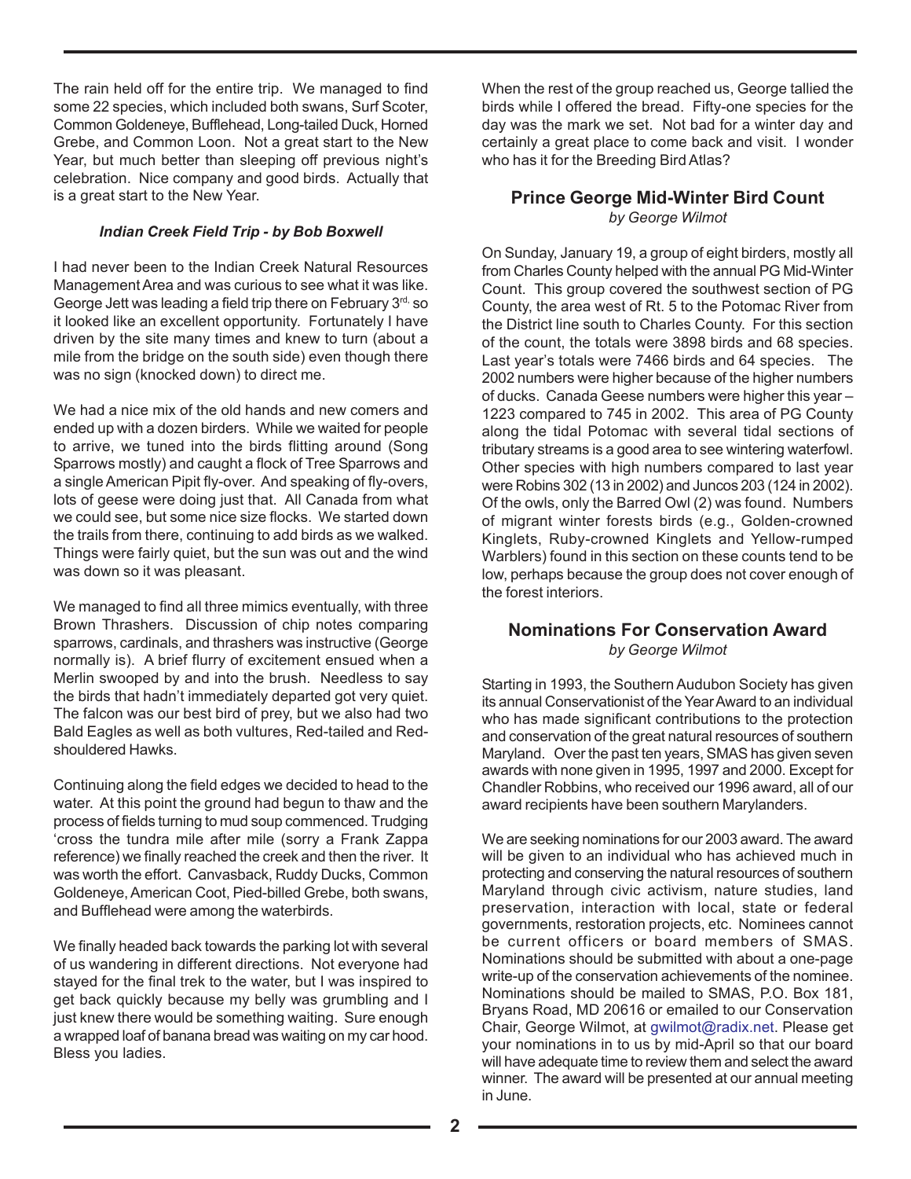The rain held off for the entire trip. We managed to find some 22 species, which included both swans, Surf Scoter, Common Goldeneye, Bufflehead, Long-tailed Duck, Horned Grebe, and Common Loon. Not a great start to the New Year, but much better than sleeping off previous night's celebration. Nice company and good birds. Actually that is a great start to the New Year.

***Indian Creek Field Trip - by Bob Boxwell***

I had never been to the Indian Creek Natural Resources Management Area and was curious to see what it was like. George Jett was leading a field trip there on February 3rd. so it looked like an excellent opportunity. Fortunately I have driven by the site many times and knew to turn (about a mile from the bridge on the south side) even though there was no sign (knocked down) to direct me.

We had a nice mix of the old hands and new comers and ended up with a dozen birders. While we waited for people to arrive, we tuned into the birds flitting around (Song Sparrows mostly) and caught a flock of Tree Sparrows and a single American Pipit fly-over. And speaking of fly-overs, lots of geese were doing just that. All Canada from what we could see, but some nice size flocks. We started down the trails from there, continuing to add birds as we walked. Things were fairly quiet, but the sun was out and the wind was down so it was pleasant.

We managed to find all three mimics eventually, with three Brown Thrashers. Discussion of chip notes comparing sparrows, cardinals, and thrashers was instructive (George normally is). A brief flurry of excitement ensued when a Merlin swooped by and into the brush. Needless to say the birds that hadn't immediately departed got very quiet. The falcon was our best bird of prey, but we also had two Bald Eagles as well as both vultures, Red-tailed and Red-shouldered Hawks.

Continuing along the field edges we decided to head to the water. At this point the ground had begun to thaw and the process of fields turning to mud soup commenced. Trudging 'cross the tundra mile after mile (sorry a Frank Zappa reference) we finally reached the creek and then the river. It was worth the effort. Canvasback, Ruddy Ducks, Common Goldeneye, American Coot, Pied-billed Grebe, both swans, and Bufflehead were among the waterbirds.

We finally headed back towards the parking lot with several of us wandering in different directions. Not everyone had stayed for the final trek to the water, but I was inspired to get back quickly because my belly was grumbling and I just knew there would be something waiting. Sure enough a wrapped loaf of banana bread was waiting on my car hood. Bless you ladies.

When the rest of the group reached us, George tallied the birds while I offered the bread. Fifty-one species for the day was the mark we set. Not bad for a winter day and certainly a great place to come back and visit. I wonder who has it for the Breeding Bird Atlas?

## Prince George Mid-Winter Bird Count

*by George Wilmot*

On Sunday, January 19, a group of eight birders, mostly all from Charles County helped with the annual PG Mid-Winter Count. This group covered the southwest section of PG County, the area west of Rt. 5 to the Potomac River from the District line south to Charles County. For this section of the count, the totals were 3898 birds and 68 species. Last year's totals were 7466 birds and 64 species. The 2002 numbers were higher because of the higher numbers of ducks. Canada Geese numbers were higher this year – 1223 compared to 745 in 2002. This area of PG County along the tidal Potomac with several tidal sections of tributary streams is a good area to see wintering waterfowl. Other species with high numbers compared to last year were Robins 302 (13 in 2002) and Juncos 203 (124 in 2002). Of the owls, only the Barred Owl (2) was found. Numbers of migrant winter forests birds (e.g., Golden-crowned Kinglets, Ruby-crowned Kinglets and Yellow-rumped Warblers) found in this section on these counts tend to be low, perhaps because the group does not cover enough of the forest interiors.

## Nominations For Conservation Award

*by George Wilmot*

Starting in 1993, the Southern Audubon Society has given its annual Conservationist of the Year Award to an individual who has made significant contributions to the protection and conservation of the great natural resources of southern Maryland. Over the past ten years, SMAS has given seven awards with none given in 1995, 1997 and 2000. Except for Chandler Robbins, who received our 1996 award, all of our award recipients have been southern Marylanders.

We are seeking nominations for our 2003 award. The award will be given to an individual who has achieved much in protecting and conserving the natural resources of southern Maryland through civic activism, nature studies, land preservation, interaction with local, state or federal governments, restoration projects, etc. Nominees cannot be current officers or board members of SMAS. Nominations should be submitted with about a one-page write-up of the conservation achievements of the nominee. Nominations should be mailed to SMAS, P.O. Box 181, Bryans Road, MD 20616 or emailed to our Conservation Chair, George Wilmot, at gwilmot@radix.net. Please get your nominations in to us by mid-April so that our board will have adequate time to review them and select the award winner. The award will be presented at our annual meeting in June.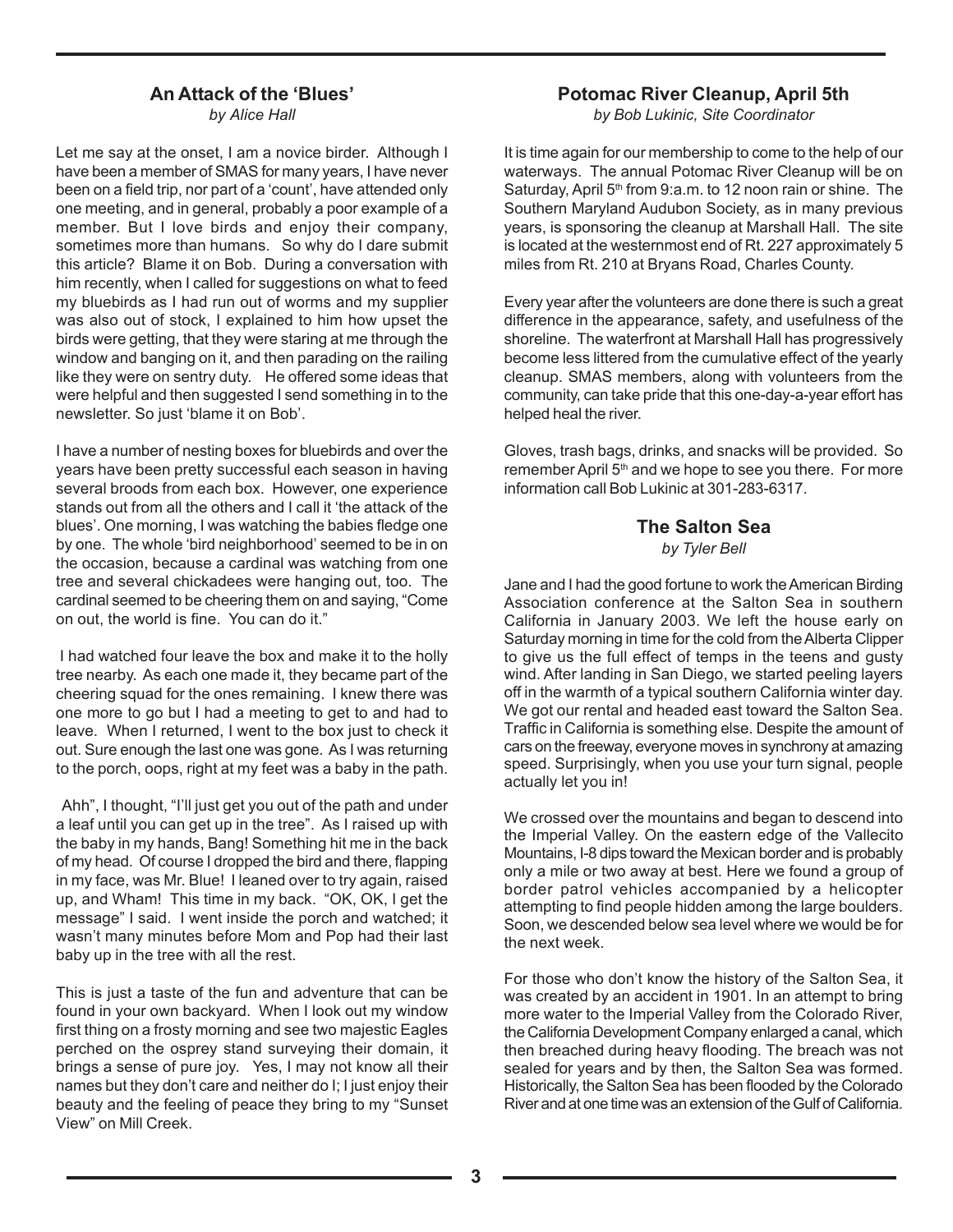## An Attack of the 'Blues'

*by Alice Hall*

Let me say at the onset, I am a novice birder. Although I have been a member of SMAS for many years, I have never been on a field trip, nor part of a 'count', have attended only one meeting, and in general, probably a poor example of a member. But I love birds and enjoy their company, sometimes more than humans. So why do I dare submit this article? Blame it on Bob. During a conversation with him recently, when I called for suggestions on what to feed my bluebirds as I had run out of worms and my supplier was also out of stock, I explained to him how upset the birds were getting, that they were staring at me through the window and banging on it, and then parading on the railing like they were on sentry duty. He offered some ideas that were helpful and then suggested I send something in to the newsletter. So just 'blame it on Bob'.

I have a number of nesting boxes for bluebirds and over the years have been pretty successful each season in having several broods from each box. However, one experience stands out from all the others and I call it 'the attack of the blues'. One morning, I was watching the babies fledge one by one. The whole 'bird neighborhood' seemed to be in on the occasion, because a cardinal was watching from one tree and several chickadees were hanging out, too. The cardinal seemed to be cheering them on and saying, "Come on out, the world is fine. You can do it."

I had watched four leave the box and make it to the holly tree nearby. As each one made it, they became part of the cheering squad for the ones remaining. I knew there was one more to go but I had a meeting to get to and had to leave. When I returned, I went to the box just to check it out. Sure enough the last one was gone. As I was returning to the porch, oops, right at my feet was a baby in the path.

Ahh", I thought, "I'll just get you out of the path and under a leaf until you can get up in the tree". As I raised up with the baby in my hands, Bang! Something hit me in the back of my head. Of course I dropped the bird and there, flapping in my face, was Mr. Blue! I leaned over to try again, raised up, and Wham! This time in my back. "OK, OK, I get the message" I said. I went inside the porch and watched; it wasn't many minutes before Mom and Pop had their last baby up in the tree with all the rest.

This is just a taste of the fun and adventure that can be found in your own backyard. When I look out my window first thing on a frosty morning and see two majestic Eagles perched on the osprey stand surveying their domain, it brings a sense of pure joy. Yes, I may not know all their names but they don't care and neither do I; I just enjoy their beauty and the feeling of peace they bring to my "Sunset View" on Mill Creek.

## Potomac River Cleanup, April 5th

*by Bob Lukinic, Site Coordinator*

It is time again for our membership to come to the help of our waterways. The annual Potomac River Cleanup will be on Saturday, April 5th from 9:a.m. to 12 noon rain or shine. The Southern Maryland Audubon Society, as in many previous years, is sponsoring the cleanup at Marshall Hall. The site is located at the westernmost end of Rt. 227 approximately 5 miles from Rt. 210 at Bryans Road, Charles County.

Every year after the volunteers are done there is such a great difference in the appearance, safety, and usefulness of the shoreline. The waterfront at Marshall Hall has progressively become less littered from the cumulative effect of the yearly cleanup. SMAS members, along with volunteers from the community, can take pride that this one-day-a-year effort has helped heal the river.

Gloves, trash bags, drinks, and snacks will be provided. So remember April 5th and we hope to see you there. For more information call Bob Lukinic at 301-283-6317.

## The Salton Sea

*by Tyler Bell*

Jane and I had the good fortune to work the American Birding Association conference at the Salton Sea in southern California in January 2003. We left the house early on Saturday morning in time for the cold from the Alberta Clipper to give us the full effect of temps in the teens and gusty wind. After landing in San Diego, we started peeling layers off in the warmth of a typical southern California winter day. We got our rental and headed east toward the Salton Sea. Traffic in California is something else. Despite the amount of cars on the freeway, everyone moves in synchrony at amazing speed. Surprisingly, when you use your turn signal, people actually let you in!

We crossed over the mountains and began to descend into the Imperial Valley. On the eastern edge of the Vallecito Mountains, I-8 dips toward the Mexican border and is probably only a mile or two away at best. Here we found a group of border patrol vehicles accompanied by a helicopter attempting to find people hidden among the large boulders. Soon, we descended below sea level where we would be for the next week.

For those who don't know the history of the Salton Sea, it was created by an accident in 1901. In an attempt to bring more water to the Imperial Valley from the Colorado River, the California Development Company enlarged a canal, which then breached during heavy flooding. The breach was not sealed for years and by then, the Salton Sea was formed. Historically, the Salton Sea has been flooded by the Colorado River and at one time was an extension of the Gulf of California.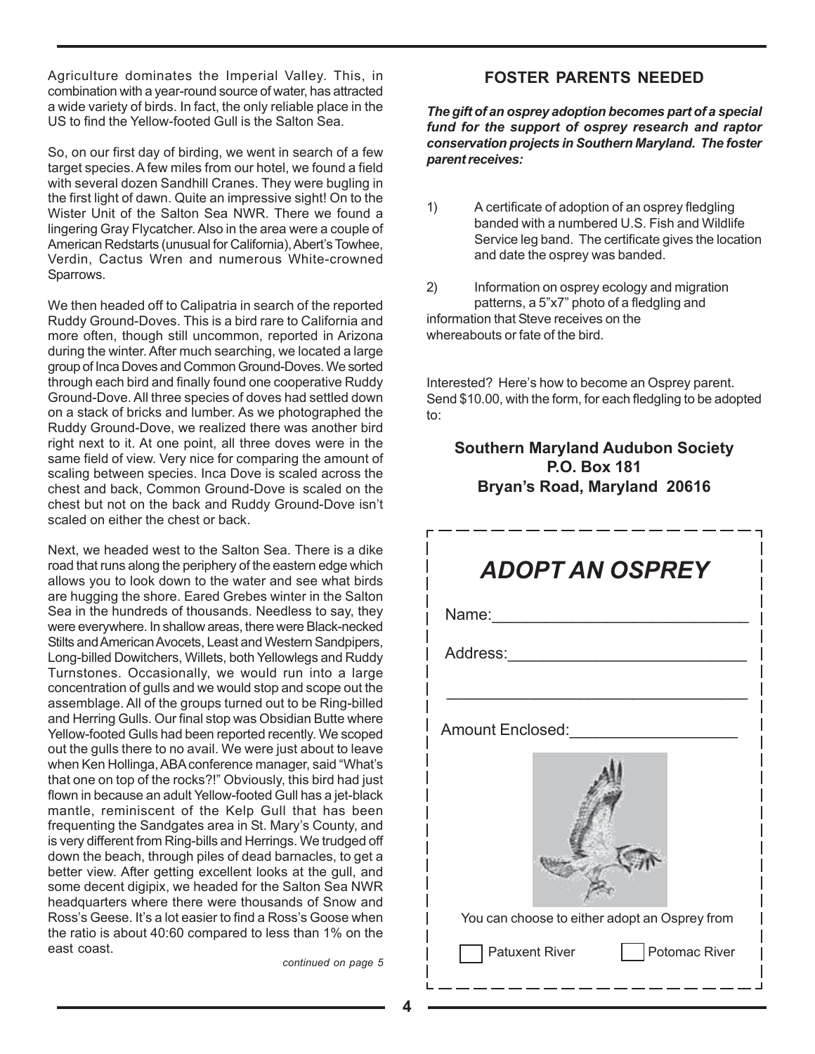Agriculture dominates the Imperial Valley. This, in combination with a year-round source of water, has attracted a wide variety of birds. In fact, the only reliable place in the US to find the Yellow-footed Gull is the Salton Sea.

So, on our first day of birding, we went in search of a few target species. A few miles from our hotel, we found a field with several dozen Sandhill Cranes. They were bugling in the first light of dawn. Quite an impressive sight! On to the Wister Unit of the Salton Sea NWR. There we found a lingering Gray Flycatcher. Also in the area were a couple of American Redstarts (unusual for California), Abert's Towhee, Verdin, Cactus Wren and numerous White-crowned Sparrows.

We then headed off to Calipatria in search of the reported Ruddy Ground-Doves. This is a bird rare to California and more often, though still uncommon, reported in Arizona during the winter. After much searching, we located a large group of Inca Doves and Common Ground-Doves. We sorted through each bird and finally found one cooperative Ruddy Ground-Dove. All three species of doves had settled down on a stack of bricks and lumber. As we photographed the Ruddy Ground-Dove, we realized there was another bird right next to it. At one point, all three doves were in the same field of view. Very nice for comparing the amount of scaling between species. Inca Dove is scaled across the chest and back, Common Ground-Dove is scaled on the chest but not on the back and Ruddy Ground-Dove isn't scaled on either the chest or back.

Next, we headed west to the Salton Sea. There is a dike road that runs along the periphery of the eastern edge which allows you to look down to the water and see what birds are hugging the shore. Eared Grebes winter in the Salton Sea in the hundreds of thousands. Needless to say, they were everywhere. In shallow areas, there were Black-necked Stilts and American Avocets, Least and Western Sandpipers, Long-billed Dowitchers, Willets, both Yellowlegs and Ruddy Turnstones. Occasionally, we would run into a large concentration of gulls and we would stop and scope out the assemblage. All of the groups turned out to be Ring-billed and Herring Gulls. Our final stop was Obsidian Butte where Yellow-footed Gulls had been reported recently. We scoped out the gulls there to no avail. We were just about to leave when Ken Hollinga, ABA conference manager, said "What's that one on top of the rocks?!" Obviously, this bird had just flown in because an adult Yellow-footed Gull has a jet-black mantle, reminiscent of the Kelp Gull that has been frequenting the Sandgates area in St. Mary's County, and is very different from Ring-bills and Herrings. We trudged off down the beach, through piles of dead barnacles, to get a better view. After getting excellent looks at the gull, and some decent digipix, we headed for the Salton Sea NWR headquarters where there were thousands of Snow and Ross's Geese. It's a lot easier to find a Ross's Goose when the ratio is about 40:60 compared to less than 1% on the east coast.

*continued on page 5*

## FOSTER PARENTS NEEDED

***The gift of an osprey adoption becomes part of a special fund for the support of osprey research and raptor conservation projects in Southern Maryland. The foster parent receives:***

1) A certificate of adoption of an osprey fledgling banded with a numbered U.S. Fish and Wildlife Service leg band. The certificate gives the location and date the osprey was banded.

2) Information on osprey ecology and migration patterns, a 5"x7" photo of a fledgling and information that Steve receives on the whereabouts or fate of the bird.

Interested? Here's how to become an Osprey parent. Send $10.00, with the form, for each fledgling to be adopted to:

**Southern Maryland Audubon Society**
**P.O. Box 181**
**Bryan's Road, Maryland 20616**

## *ADOPT AN OSPREY*

Name:_____________________________

Address:___________________________

___________________________________

Amount Enclosed:___________________

You can choose to either adopt an Osprey from

☐ Patuxent River ☐ Potomac River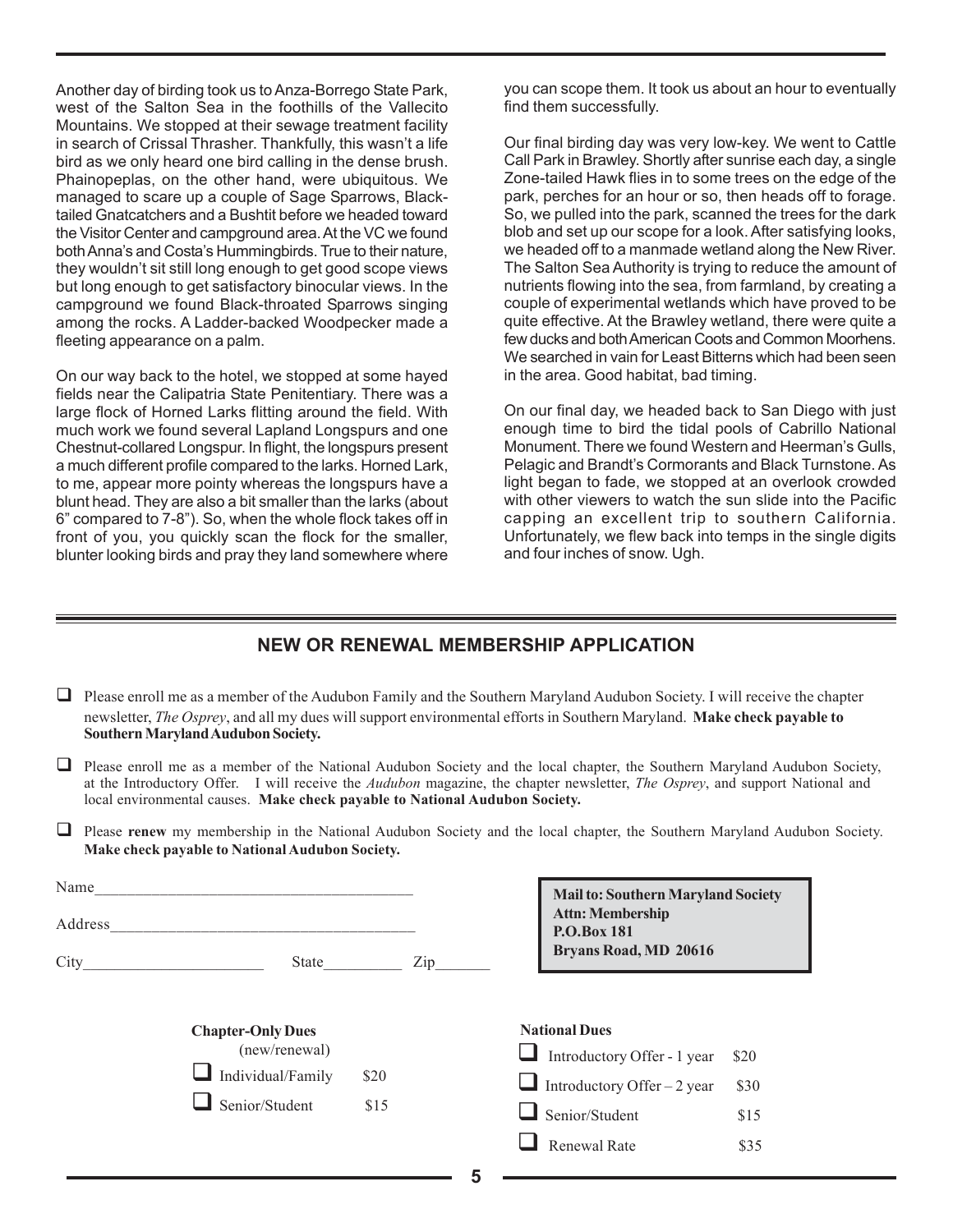Another day of birding took us to Anza-Borrego State Park, west of the Salton Sea in the foothills of the Vallecito Mountains. We stopped at their sewage treatment facility in search of Crissal Thrasher. Thankfully, this wasn't a life bird as we only heard one bird calling in the dense brush. Phainopeplas, on the other hand, were ubiquitous. We managed to scare up a couple of Sage Sparrows, Black-tailed Gnatcatchers and a Bushtit before we headed toward the Visitor Center and campground area. At the VC we found both Anna's and Costa's Hummingbirds. True to their nature, they wouldn't sit still long enough to get good scope views but long enough to get satisfactory binocular views. In the campground we found Black-throated Sparrows singing among the rocks. A Ladder-backed Woodpecker made a fleeting appearance on a palm.

On our way back to the hotel, we stopped at some hayed fields near the Calipatria State Penitentiary. There was a large flock of Horned Larks flitting around the field. With much work we found several Lapland Longspurs and one Chestnut-collared Longspur. In flight, the longspurs present a much different profile compared to the larks. Horned Lark, to me, appear more pointy whereas the longspurs have a blunt head. They are also a bit smaller than the larks (about 6" compared to 7-8"). So, when the whole flock takes off in front of you, you quickly scan the flock for the smaller, blunter looking birds and pray they land somewhere where you can scope them. It took us about an hour to eventually find them successfully.

Our final birding day was very low-key. We went to Cattle Call Park in Brawley. Shortly after sunrise each day, a single Zone-tailed Hawk flies in to some trees on the edge of the park, perches for an hour or so, then heads off to forage. So, we pulled into the park, scanned the trees for the dark blob and set up our scope for a look. After satisfying looks, we headed off to a manmade wetland along the New River. The Salton Sea Authority is trying to reduce the amount of nutrients flowing into the sea, from farmland, by creating a couple of experimental wetlands which have proved to be quite effective. At the Brawley wetland, there were quite a few ducks and both American Coots and Common Moorhens. We searched in vain for Least Bitterns which had been seen in the area. Good habitat, bad timing.

On our final day, we headed back to San Diego with just enough time to bird the tidal pools of Cabrillo National Monument. There we found Western and Heerman's Gulls, Pelagic and Brandt's Cormorants and Black Turnstone. As light began to fade, we stopped at an overlook crowded with other viewers to watch the sun slide into the Pacific capping an excellent trip to southern California. Unfortunately, we flew back into temps in the single digits and four inches of snow. Ugh.

---

## NEW OR RENEWAL MEMBERSHIP APPLICATION

❑ Please enroll me as a member of the Audubon Family and the Southern Maryland Audubon Society. I will receive the chapter newsletter, *The Osprey*, and all my dues will support environmental efforts in Southern Maryland. **Make check payable to Southern Maryland Audubon Society.**

❑ Please enroll me as a member of the National Audubon Society and the local chapter, the Southern Maryland Audubon Society, at the Introductory Offer. I will receive the *Audubon* magazine, the chapter newsletter, *The Osprey*, and support National and local environmental causes. **Make check payable to National Audubon Society.**

❑ Please **renew** my membership in the National Audubon Society and the local chapter, the Southern Maryland Audubon Society. **Make check payable to National Audubon Society.**

Name_______________________________________

Address_____________________________________

City______________________ State__________ Zip_______

**Mail to: Southern Maryland Society**
**Attn: Membership**
**P.O.Box 181**
**Bryans Road, MD 20616**

**Chapter-Only Dues**
(new/renewal)

❑ Individual/Family $20

❑ Senior/Student $15

**National Dues**

❑ Introductory Offer - 1 year $20

❑ Introductory Offer – 2 year $30

❑ Senior/Student $15

❑ Renewal Rate $35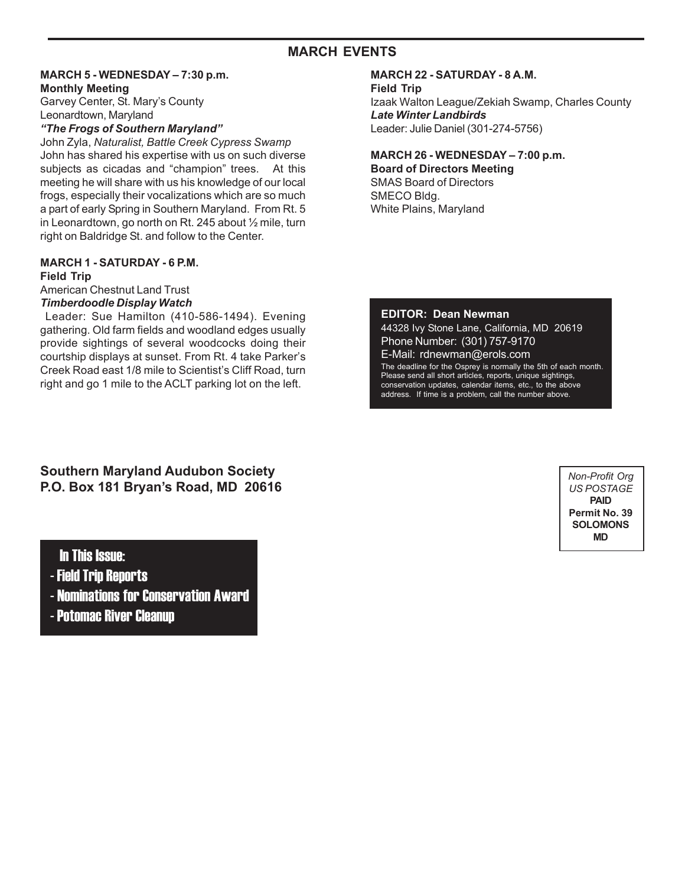## MARCH EVENTS

**MARCH 5 - WEDNESDAY – 7:30 p.m.**
**Monthly Meeting**
Garvey Center, St. Mary's County
Leonardtown, Maryland
***"The Frogs of Southern Maryland"***
John Zyla, *Naturalist, Battle Creek Cypress Swamp*
John has shared his expertise with us on such diverse subjects as cicadas and "champion" trees. At this meeting he will share with us his knowledge of our local frogs, especially their vocalizations which are so much a part of early Spring in Southern Maryland. From Rt. 5 in Leonardtown, go north on Rt. 245 about ½ mile, turn right on Baldridge St. and follow to the Center.

**MARCH 1 - SATURDAY - 6 P.M.**
**Field Trip**
American Chestnut Land Trust
***Timberdoodle Display Watch***
Leader: Sue Hamilton (410-586-1494). Evening gathering. Old farm fields and woodland edges usually provide sightings of several woodcocks doing their courtship displays at sunset. From Rt. 4 take Parker's Creek Road east 1/8 mile to Scientist's Cliff Road, turn right and go 1 mile to the ACLT parking lot on the left.

**MARCH 22 - SATURDAY - 8 A.M.**
**Field Trip**
Izaak Walton League/Zekiah Swamp, Charles County
***Late Winter Landbirds***
Leader: Julie Daniel (301-274-5756)

**MARCH 26 - WEDNESDAY – 7:00 p.m.**
**Board of Directors Meeting**
SMAS Board of Directors
SMECO Bldg.
White Plains, Maryland

**EDITOR: Dean Newman**
44328 Ivy Stone Lane, California, MD 20619
Phone Number: (301) 757-9170
E-Mail: rdnewman@erols.com
The deadline for the Osprey is normally the 5th of each month. Please send all short articles, reports, unique sightings, conservation updates, calendar items, etc., to the above address. If time is a problem, call the number above.

**Southern Maryland Audubon Society**
**P.O. Box 181 Bryan's Road, MD 20616**

*Non-Profit Org*
*US POSTAGE*
**PAID**
**Permit No. 39**
**SOLOMONS**
**MD**

**In This Issue:**
- Field Trip Reports
- Nominations for Conservation Award
- Potomac River Cleanup